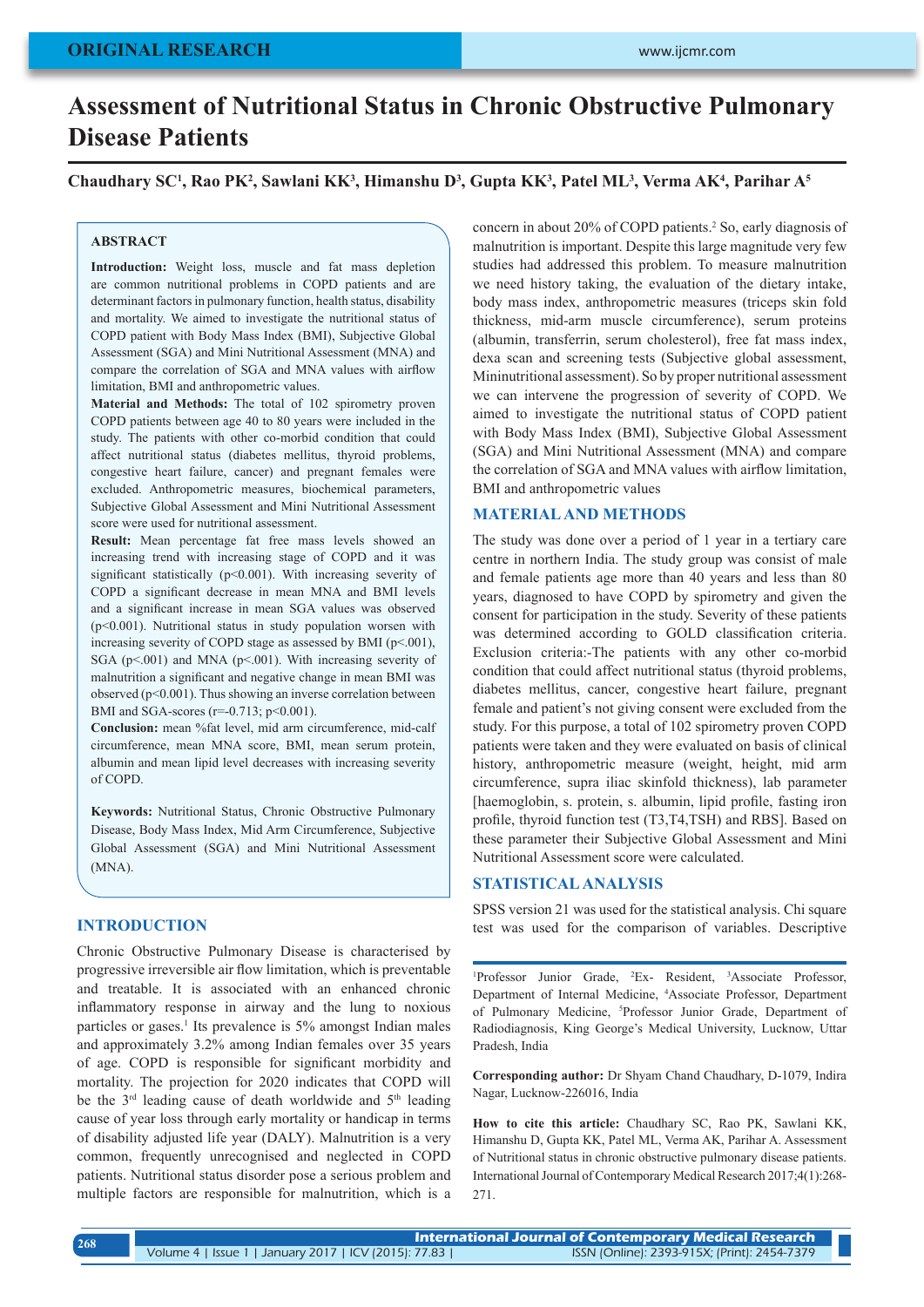# Assessment of Nutritional Status in Chronic Obstructive Pulmonary Disease Patients

**Chaudhary SC[1], Rao PK[2], Sawlani KK[3], Himanshu D[3], Gupta KK[3], Patel ML[3], Verma AK[4], Parihar A[5]**

## ABSTRACT

**Introduction:** Weight loss, muscle and fat mass depletion are common nutritional problems in COPD patients and are determinant factors in pulmonary function, health status, disability and mortality. We aimed to investigate the nutritional status of COPD patient with Body Mass Index (BMI), Subjective Global Assessment (SGA) and Mini Nutritional Assessment (MNA) and compare the correlation of SGA and MNA values with airflow limitation, BMI and anthropometric values.

**Material and Methods:** The total of 102 spirometry proven COPD patients between age 40 to 80 years were included in the study. The patients with other co-morbid condition that could affect nutritional status (diabetes mellitus, thyroid problems, congestive heart failure, cancer) and pregnant females were excluded. Anthropometric measures, biochemical parameters, Subjective Global Assessment and Mini Nutritional Assessment score were used for nutritional assessment.

**Result:** Mean percentage fat free mass levels showed an increasing trend with increasing stage of COPD and it was significant statistically ($p<0.001$). With increasing severity of COPD a significant decrease in mean MNA and BMI levels and a significant increase in mean SGA values was observed ($p<0.001$). Nutritional status in study population worsen with increasing severity of COPD stage as assessed by BMI ($p<.001$), SGA ($p<.001$) and MNA ($p<.001$). With increasing severity of malnutrition a significant and negative change in mean BMI was observed ($p<0.001$). Thus showing an inverse correlation between BMI and SGA-scores ($r=-0.713$; $p<0.001$).

**Conclusion:** mean %fat level, mid arm circumference, mid-calf circumference, mean MNA score, BMI, mean serum protein, albumin and mean lipid level decreases with increasing severity of COPD.

**Keywords:** Nutritional Status, Chronic Obstructive Pulmonary Disease, Body Mass Index, Mid Arm Circumference, Subjective Global Assessment (SGA) and Mini Nutritional Assessment (MNA).

## INTRODUCTION

Chronic Obstructive Pulmonary Disease is characterised by progressive irreversible air flow limitation, which is preventable and treatable. It is associated with an enhanced chronic inflammatory response in airway and the lung to noxious particles or gases.[1] Its prevalence is 5% amongst Indian males and approximately 3.2% among Indian females over 35 years of age. COPD is responsible for significant morbidity and mortality. The projection for 2020 indicates that COPD will be the 3rd leading cause of death worldwide and 5th leading cause of year loss through early mortality or handicap in terms of disability adjusted life year (DALY). Malnutrition is a very common, frequently unrecognised and neglected in COPD patients. Nutritional status disorder pose a serious problem and multiple factors are responsible for malnutrition, which is a concern in about 20% of COPD patients.[2] So, early diagnosis of malnutrition is important. Despite this large magnitude very few studies had addressed this problem. To measure malnutrition we need history taking, the evaluation of the dietary intake, body mass index, anthropometric measures (triceps skin fold thickness, mid-arm muscle circumference), serum proteins (albumin, transferrin, serum cholesterol), free fat mass index, dexa scan and screening tests (Subjective global assessment, Mininutritional assessment). So by proper nutritional assessment we can intervene the progression of severity of COPD. We aimed to investigate the nutritional status of COPD patient with Body Mass Index (BMI), Subjective Global Assessment (SGA) and Mini Nutritional Assessment (MNA) and compare the correlation of SGA and MNA values with airflow limitation, BMI and anthropometric values

## MATERIAL AND METHODS

The study was done over a period of 1 year in a tertiary care centre in northern India. The study group was consist of male and female patients age more than 40 years and less than 80 years, diagnosed to have COPD by spirometry and given the consent for participation in the study. Severity of these patients was determined according to GOLD classification criteria. Exclusion criteria:-The patients with any other co-morbid condition that could affect nutritional status (thyroid problems, diabetes mellitus, cancer, congestive heart failure, pregnant female and patient's not giving consent were excluded from the study. For this purpose, a total of 102 spirometry proven COPD patients were taken and they were evaluated on basis of clinical history, anthropometric measure (weight, height, mid arm circumference, supra iliac skinfold thickness), lab parameter [haemoglobin, s. protein, s. albumin, lipid profile, fasting iron profile, thyroid function test (T3,T4,TSH) and RBS]. Based on these parameter their Subjective Global Assessment and Mini Nutritional Assessment score were calculated.

## STATISTICAL ANALYSIS

SPSS version 21 was used for the statistical analysis. Chi square test was used for the comparison of variables. Descriptive

---

[1]Professor Junior Grade, [2]Ex- Resident, [3]Associate Professor, Department of Internal Medicine, [4]Associate Professor, Department of Pulmonary Medicine, [5]Professor Junior Grade, Department of Radiodiagnosis, King George's Medical University, Lucknow, Uttar Pradesh, India

**Corresponding author:** Dr Shyam Chand Chaudhary, D-1079, Indira Nagar, Lucknow-226016, India

**How to cite this article:** Chaudhary SC, Rao PK, Sawlani KK, Himanshu D, Gupta KK, Patel ML, Verma AK, Parihar A. Assessment of Nutritional status in chronic obstructive pulmonary disease patients. International Journal of Contemporary Medical Research 2017;4(1):268-271.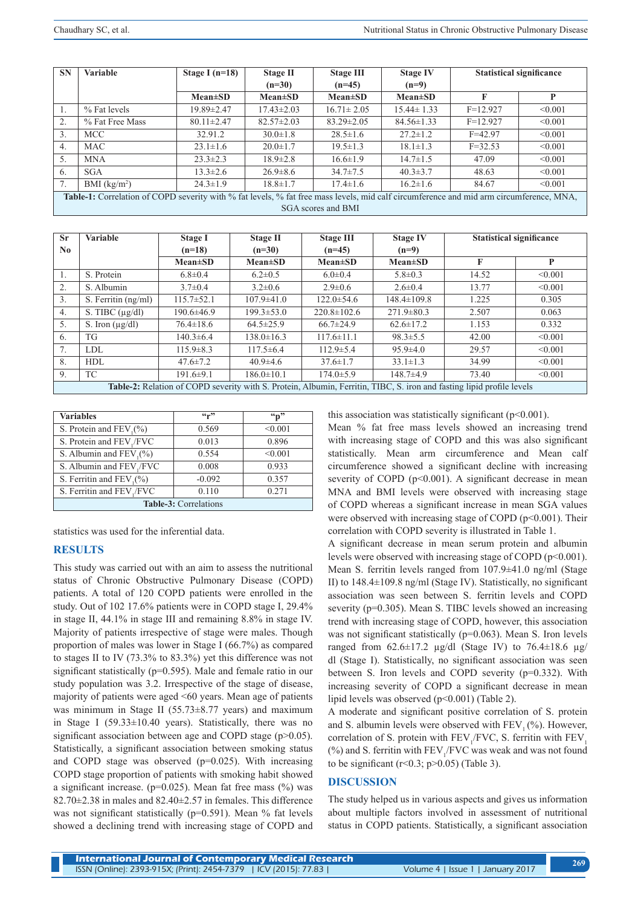| SN | Variable | Stage I (n=18) | Stage II (n=30) | Stage III (n=45) | Stage IV (n=9) | Statistical significance | |
|---|---|---|---|---|---|---|---|
| | | Mean±SD | Mean±SD | Mean±SD | Mean±SD | F | P |
| 1. | % Fat levels | 19.89±2.47 | 17.43±2.03 | 16.71± 2.05 | 15.44± 1.33 | F=12.927 | <0.001 |
| 2. | % Fat Free Mass | 80.11±2.47 | 82.57±2.03 | 83.29±2.05 | 84.56±1.33 | F=12.927 | <0.001 |
| 3. | MCC | 32.91.2 | 30.0±1.8 | 28.5±1.6 | 27.2±1.2 | F=42.97 | <0.001 |
| 4. | MAC | 23.1±1.6 | 20.0±1.7 | 19.5±1.3 | 18.1±1.3 | F=32.53 | <0.001 |
| 5. | MNA | 23.3±2.3 | 18.9±2.8 | 16.6±1.9 | 14.7±1.5 | 47.09 | <0.001 |
| 6. | SGA | 13.3±2.6 | 26.9±8.6 | 34.7±7.5 | 40.3±3.7 | 48.63 | <0.001 |
| 7. | BMI (kg/m$^2$) | 24.3±1.9 | 18.8±1.7 | 17.4±1.6 | 16.2±1.6 | 84.67 | <0.001 |

**Table-1:** Correlation of COPD severity with % fat levels, % fat free mass levels, mid calf circumference and mid arm circumference, MNA, SGA scores and BMI

| Sr No | Variable | Stage I (n=18) | Stage II (n=30) | Stage III (n=45) | Stage IV (n=9) | Statistical significance | |
|---|---|---|---|---|---|---|---|
| | | Mean±SD | Mean±SD | Mean±SD | Mean±SD | F | P |
| 1. | S. Protein | 6.8±0.4 | 6.2±0.5 | 6.0±0.4 | 5.8±0.3 | 14.52 | <0.001 |
| 2. | S. Albumin | 3.7±0.4 | 3.2±0.6 | 2.9±0.6 | 2.6±0.4 | 13.77 | <0.001 |
| 3. | S. Ferritin (ng/ml) | 115.7±52.1 | 107.9±41.0 | 122.0±54.6 | 148.4±109.8 | 1.225 | 0.305 |
| 4. | S. TIBC (µg/dl) | 190.6±46.9 | 199.3±53.0 | 220.8±102.6 | 271.9±80.3 | 2.507 | 0.063 |
| 5. | S. Iron (µg/dl) | 76.4±18.6 | 64.5±25.9 | 66.7±24.9 | 62.6±17.2 | 1.153 | 0.332 |
| 6. | TG | 140.3±6.4 | 138.0±16.3 | 117.6±11.1 | 98.3±5.5 | 42.00 | <0.001 |
| 7. | LDL | 115.9±8.3 | 117.5±6.4 | 112.9±5.4 | 95.9±4.0 | 29.57 | <0.001 |
| 8. | HDL | 47.6±7.2 | 40.9±4.6 | 37.6±1.7 | 33.1±1.3 | 34.99 | <0.001 |
| 9. | TC | 191.6±9.1 | 186.0±10.1 | 174.0±5.9 | 148.7±4.9 | 73.40 | <0.001 |

**Table-2:** Relation of COPD severity with S. Protein, Albumin, Ferritin, TIBC, S. iron and fasting lipid profile levels

| Variables | "r" | "p" |
|---|---|---|
| S. Protein and $FEV_1$(%) | 0.569 | <0.001 |
| S. Protein and $FEV_1$/FVC | 0.013 | 0.896 |
| S. Albumin and $FEV_1$(%) | 0.554 | <0.001 |
| S. Albumin and $FEV_1$/FVC | 0.008 | 0.933 |
| S. Ferritin and $FEV_1$(%) | -0.092 | 0.357 |
| S. Ferritin and $FEV_1$/FVC | 0.110 | 0.271 |

**Table-3:** Correlations

statistics was used for the inferential data.

## RESULTS

This study was carried out with an aim to assess the nutritional status of Chronic Obstructive Pulmonary Disease (COPD) patients. A total of 120 COPD patients were enrolled in the study. Out of 102 17.6% patients were in COPD stage I, 29.4% in stage II, 44.1% in stage III and remaining 8.8% in stage IV. Majority of patients irrespective of stage were males. Though proportion of males was lower in Stage I (66.7%) as compared to stages II to IV (73.3% to 83.3%) yet this difference was not significant statistically (p=0.595). Male and female ratio in our study population was 3.2. Irrespective of the stage of disease, majority of patients were aged <60 years. Mean age of patients was minimum in Stage II (55.73±8.77 years) and maximum in Stage I (59.33±10.40 years). Statistically, there was no significant association between age and COPD stage (p>0.05). Statistically, a significant association between smoking status and COPD stage was observed (p=0.025). With increasing COPD stage proportion of patients with smoking habit showed a significant increase. (p=0.025). Mean fat free mass (%) was 82.70±2.38 in males and 82.40±2.57 in females. This difference was not significant statistically (p=0.591). Mean % fat levels showed a declining trend with increasing stage of COPD and this association was statistically significant (p<0.001).

Mean % fat free mass levels showed an increasing trend with increasing stage of COPD and this was also significant statistically. Mean arm circumference and Mean calf circumference showed a significant decline with increasing severity of COPD (p<0.001). A significant decrease in mean MNA and BMI levels were observed with increasing stage of COPD whereas a significant increase in mean SGA values were observed with increasing stage of COPD (p<0.001). Their correlation with COPD severity is illustrated in Table 1.

A significant decrease in mean serum protein and albumin levels were observed with increasing stage of COPD (p<0.001). Mean S. ferritin levels ranged from 107.9±41.0 ng/ml (Stage II) to 148.4±109.8 ng/ml (Stage IV). Statistically, no significant association was seen between S. ferritin levels and COPD severity (p=0.305). Mean S. TIBC levels showed an increasing trend with increasing stage of COPD, however, this association was not significant statistically (p=0.063). Mean S. Iron levels ranged from 62.6±17.2 µg/dl (Stage IV) to 76.4±18.6 µg/dl (Stage I). Statistically, no significant association was seen between S. Iron levels and COPD severity (p=0.332). With increasing severity of COPD a significant decrease in mean lipid levels was observed (p<0.001) (Table 2).

A moderate and significant positive correlation of S. protein and S. albumin levels were observed with $FEV_1$ (%). However, correlation of S. protein with $FEV_1$/FVC, S. ferritin with $FEV_1$ (%) and S. ferritin with $FEV_1$/FVC was weak and was not found to be significant (r<0.3; p>0.05) (Table 3).

## DISCUSSION

The study helped us in various aspects and gives us information about multiple factors involved in assessment of nutritional status in COPD patients. Statistically, a significant association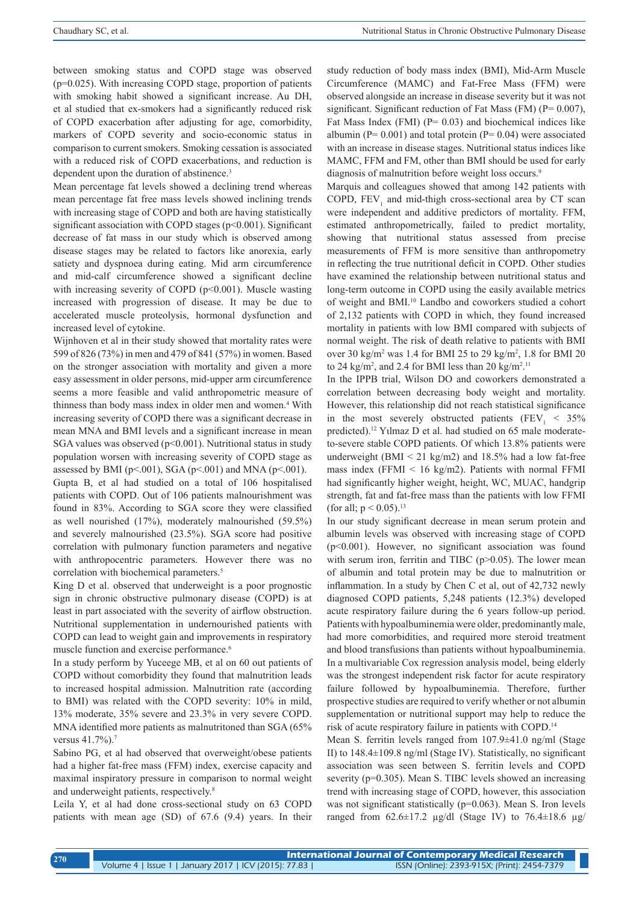between smoking status and COPD stage was observed (p=0.025). With increasing COPD stage, proportion of patients with smoking habit showed a significant increase. Au DH, et al studied that ex-smokers had a significantly reduced risk of COPD exacerbation after adjusting for age, comorbidity, markers of COPD severity and socio-economic status in comparison to current smokers. Smoking cessation is associated with a reduced risk of COPD exacerbations, and reduction is dependent upon the duration of abstinence.[3]

Mean percentage fat levels showed a declining trend whereas mean percentage fat free mass levels showed inclining trends with increasing stage of COPD and both are having statistically significant association with COPD stages (p<0.001). Significant decrease of fat mass in our study which is observed among disease stages may be related to factors like anorexia, early satiety and dyspnoea during eating. Mid arm circumference and mid-calf circumference showed a significant decline with increasing severity of COPD (p<0.001). Muscle wasting increased with progression of disease. It may be due to accelerated muscle proteolysis, hormonal dysfunction and increased level of cytokine.

Wijnhoven et al in their study showed that mortality rates were 599 of 826 (73%) in men and 479 of 841 (57%) in women. Based on the stronger association with mortality and given a more easy assessment in older persons, mid-upper arm circumference seems a more feasible and valid anthropometric measure of thinness than body mass index in older men and women.[4] With increasing severity of COPD there was a significant decrease in mean MNA and BMI levels and a significant increase in mean SGA values was observed (p<0.001). Nutritional status in study population worsen with increasing severity of COPD stage as assessed by BMI (p<.001), SGA (p<.001) and MNA (p<.001).

Gupta B, et al had studied on a total of 106 hospitalised patients with COPD. Out of 106 patients malnourishment was found in 83%. According to SGA score they were classified as well nourished (17%), moderately malnourished (59.5%) and severely malnourished (23.5%). SGA score had positive correlation with pulmonary function parameters and negative with anthropocentric parameters. However there was no correlation with biochemical parameters.[5]

King D et al. observed that underweight is a poor prognostic sign in chronic obstructive pulmonary disease (COPD) is at least in part associated with the severity of airflow obstruction. Nutritional supplementation in undernourished patients with COPD can lead to weight gain and improvements in respiratory muscle function and exercise performance.[6]

In a study perform by Yuceege MB, et al on 60 out patients of COPD without comorbidity they found that malnutrition leads to increased hospital admission. Malnutrition rate (according to BMI) was related with the COPD severity: 10% in mild, 13% moderate, 35% severe and 23.3% in very severe COPD. MNA identified more patients as malnutritoned than SGA (65% versus 41.7%).[7]

Sabino PG, et al had observed that overweight/obese patients had a higher fat-free mass (FFM) index, exercise capacity and maximal inspiratory pressure in comparison to normal weight and underweight patients, respectively.[8]

Leila Y, et al had done cross-sectional study on 63 COPD patients with mean age (SD) of 67.6 (9.4) years. In their study reduction of body mass index (BMI), Mid-Arm Muscle Circumference (MAMC) and Fat-Free Mass (FFM) were observed alongside an increase in disease severity but it was not significant. Significant reduction of Fat Mass (FM) (P= 0.007), Fat Mass Index (FMI) (P= 0.03) and biochemical indices like albumin (P= 0.001) and total protein (P= 0.04) were associated with an increase in disease stages. Nutritional status indices like MAMC, FFM and FM, other than BMI should be used for early diagnosis of malnutrition before weight loss occurs.[9]

Marquis and colleagues showed that among 142 patients with COPD, $FEV_1$ and mid-thigh cross-sectional area by CT scan were independent and additive predictors of mortality. FFM, estimated anthropometrically, failed to predict mortality, showing that nutritional status assessed from precise measurements of FFM is more sensitive than anthropometry in reflecting the true nutritional deficit in COPD. Other studies have examined the relationship between nutritional status and long-term outcome in COPD using the easily available metrics of weight and BMI.[10] Landbo and coworkers studied a cohort of 2,132 patients with COPD in which, they found increased mortality in patients with low BMI compared with subjects of normal weight. The risk of death relative to patients with BMI over 30 $kg/m^2$ was 1.4 for BMI 25 to 29 $kg/m^2$, 1.8 for BMI 20 to 24 $kg/m^2$, and 2.4 for BMI less than 20 $kg/m^2$.[11]

In the IPPB trial, Wilson DO and coworkers demonstrated a correlation between decreasing body weight and mortality. However, this relationship did not reach statistical significance in the most severely obstructed patients ($FEV_1$ < 35% predicted).[12] Yılmaz D et al. had studied on 65 male moderate-to-severe stable COPD patients. Of which 13.8% patients were underweight (BMI < 21 kg/m2) and 18.5% had a low fat-free mass index (FFMI < 16 kg/m2). Patients with normal FFMI had significantly higher weight, height, WC, MUAC, handgrip strength, fat and fat-free mass than the patients with low FFMI (for all; p < 0.05).[13]

In our study significant decrease in mean serum protein and albumin levels was observed with increasing stage of COPD (p<0.001). However, no significant association was found with serum iron, ferritin and TIBC (p>0.05). The lower mean of albumin and total protein may be due to malnutrition or inflammation. In a study by Chen C et al, out of 42,732 newly diagnosed COPD patients, 5,248 patients (12.3%) developed acute respiratory failure during the 6 years follow-up period. Patients with hypoalbuminemia were older, predominantly male, had more comorbidities, and required more steroid treatment and blood transfusions than patients without hypoalbuminemia. In a multivariable Cox regression analysis model, being elderly was the strongest independent risk factor for acute respiratory failure followed by hypoalbuminemia. Therefore, further prospective studies are required to verify whether or not albumin supplementation or nutritional support may help to reduce the risk of acute respiratory failure in patients with COPD.[14]

Mean S. ferritin levels ranged from 107.9±41.0 ng/ml (Stage II) to 148.4±109.8 ng/ml (Stage IV). Statistically, no significant association was seen between S. ferritin levels and COPD severity (p=0.305). Mean S. TIBC levels showed an increasing trend with increasing stage of COPD, however, this association was not significant statistically (p=0.063). Mean S. Iron levels ranged from 62.6±17.2 µg/dl (Stage IV) to 76.4±18.6 µg/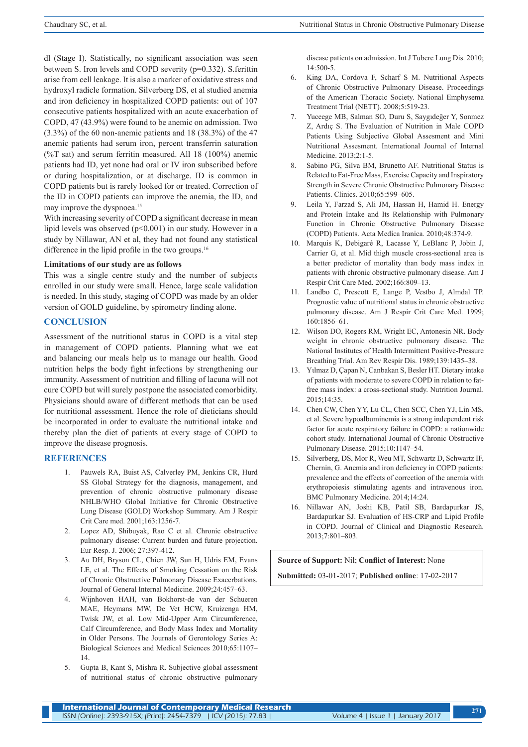dl (Stage I). Statistically, no significant association was seen between S. Iron levels and COPD severity (p=0.332). S.ferittin arise from cell leakage. It is also a marker of oxidative stress and hydroxyl radicle formation. Silverberg DS, et al studied anemia and iron deficiency in hospitalized COPD patients: out of 107 consecutive patients hospitalized with an acute exacerbation of COPD, 47 (43.9%) were found to be anemic on admission. Two (3.3%) of the 60 non-anemic patients and 18 (38.3%) of the 47 anemic patients had serum iron, percent transferrin saturation (%T sat) and serum ferritin measured. All 18 (100%) anemic patients had ID, yet none had oral or IV iron subscribed before or during hospitalization, or at discharge. ID is common in COPD patients but is rarely looked for or treated. Correction of the ID in COPD patients can improve the anemia, the ID, and may improve the dyspnoea.[15]

With increasing severity of COPD a significant decrease in mean lipid levels was observed ($p<0.001$) in our study. However in a study by Nillawar, AN et al, they had not found any statistical difference in the lipid profile in the two groups.[16]

**Limitations of our study are as follows**

This was a single centre study and the number of subjects enrolled in our study were small. Hence, large scale validation is needed. In this study, staging of COPD was made by an older version of GOLD guideline, by spirometry finding alone.

## CONCLUSION

Assessment of the nutritional status in COPD is a vital step in management of COPD patients. Planning what we eat and balancing our meals help us to manage our health. Good nutrition helps the body fight infections by strengthening our immunity. Assessment of nutrition and filling of lacuna will not cure COPD but will surely postpone the associated comorbidity. Physicians should aware of different methods that can be used for nutritional assessment. Hence the role of dieticians should be incorporated in order to evaluate the nutritional intake and thereby plan the diet of patients at every stage of COPD to improve the disease prognosis.

## REFERENCES

1. Pauwels RA, Buist AS, Calverley PM, Jenkins CR, Hurd SS Global Strategy for the diagnosis, management, and prevention of chronic obstructive pulmonary disease NHLB/WHO Global Initiative for Chronic Obstructive Lung Disease (GOLD) Workshop Summary. Am J Respir Crit Care med. 2001;163:1256-7.
2. Lopez AD, Shibuyak, Rao C et al. Chronic obstructive pulmonary disease: Current burden and future projection. Eur Resp. J. 2006; 27:397-412.
3. Au DH, Bryson CL, Chien JW, Sun H, Udris EM, Evans LE, et al. The Effects of Smoking Cessation on the Risk of Chronic Obstructive Pulmonary Disease Exacerbations. Journal of General Internal Medicine. 2009;24:457–63.
4. Wijnhoven HAH, van Bokhorst-de van der Schueren MAE, Heymans MW, De Vet HCW, Kruizenga HM, Twisk JW, et al. Low Mid-Upper Arm Circumference, Calf Circumference, and Body Mass Index and Mortality in Older Persons. The Journals of Gerontology Series A: Biological Sciences and Medical Sciences 2010;65:1107–14.
5. Gupta B, Kant S, Mishra R. Subjective global assessment of nutritional status of chronic obstructive pulmonary disease patients on admission. Int J Tuberc Lung Dis. 2010; 14:500-5.
6. King DA, Cordova F, Scharf S M. Nutritional Aspects of Chronic Obstructive Pulmonary Disease. Proceedings of the American Thoracic Society. National Emphysema Treatment Trial (NETT). 2008;5:519-23.
7. Yuceege MB, Salman SO, Duru S, Saygıdeğer Y, Sonmez Z, Ardıç S. The Evaluation of Nutrition in Male COPD Patients Using Subjective Global Assesment and Mini Nutritional Assesment. International Journal of Internal Medicine. 2013;2:1-5.
8. Sabino PG, Silva BM, Brunetto AF. Nutritional Status is Related to Fat-Free Mass, Exercise Capacity and Inspiratory Strength in Severe Chronic Obstructive Pulmonary Disease Patients. Clinics. 2010;65:599–605.
9. Leila Y, Farzad S, Ali JM, Hassan H, Hamid H. Energy and Protein Intake and Its Relationship with Pulmonary Function in Chronic Obstructive Pulmonary Disease (COPD) Patients. Acta Medica Iranica. 2010;48:374-9.
10. Marquis K, Debigaré R, Lacasse Y, LeBlanc P, Jobin J, Carrier G, et al. Mid thigh muscle cross-sectional area is a better predictor of mortality than body mass index in patients with chronic obstructive pulmonary disease. Am J Respir Crit Care Med. 2002;166:809–13.
11. Landbo C, Prescott E, Lange P, Vestbo J, Almdal TP. Prognostic value of nutritional status in chronic obstructive pulmonary disease. Am J Respir Crit Care Med. 1999; 160:1856–61.
12. Wilson DO, Rogers RM, Wright EC, Antonesin NR. Body weight in chronic obstructive pulmonary disease. The National Institutes of Health Intermittent Positive-Pressure Breathing Trial. Am Rev Respir Dis. 1989;139:1435–38.
13. Yılmaz D, Çapan N, Canbakan S, Besler HT. Dietary intake of patients with moderate to severe COPD in relation to fat-free mass index: a cross-sectional study. Nutrition Journal. 2015;14:35.
14. Chen CW, Chen YY, Lu CL, Chen SCC, Chen YJ, Lin MS, et al. Severe hypoalbuminemia is a strong independent risk factor for acute respiratory failure in COPD: a nationwide cohort study. International Journal of Chronic Obstructive Pulmonary Disease. 2015;10:1147–54.
15. Silverberg, DS, Mor R, Weu MT, Schwartz D, Schwartz IF, Chernin, G. Anemia and iron deficiency in COPD patients: prevalence and the effects of correction of the anemia with erythropoiesis stimulating agents and intravenous iron. BMC Pulmonary Medicine. 2014;14:24.
16. Nillawar AN, Joshi KB, Patil SB, Bardapurkar JS, Bardapurkar SJ. Evaluation of HS-CRP and Lipid Profile in COPD. Journal of Clinical and Diagnostic Research. 2013;7:801–803.

**Source of Support:** Nil; **Conflict of Interest:** None

**Submitted:** 03-01-2017; **Published online**: 17-02-2017